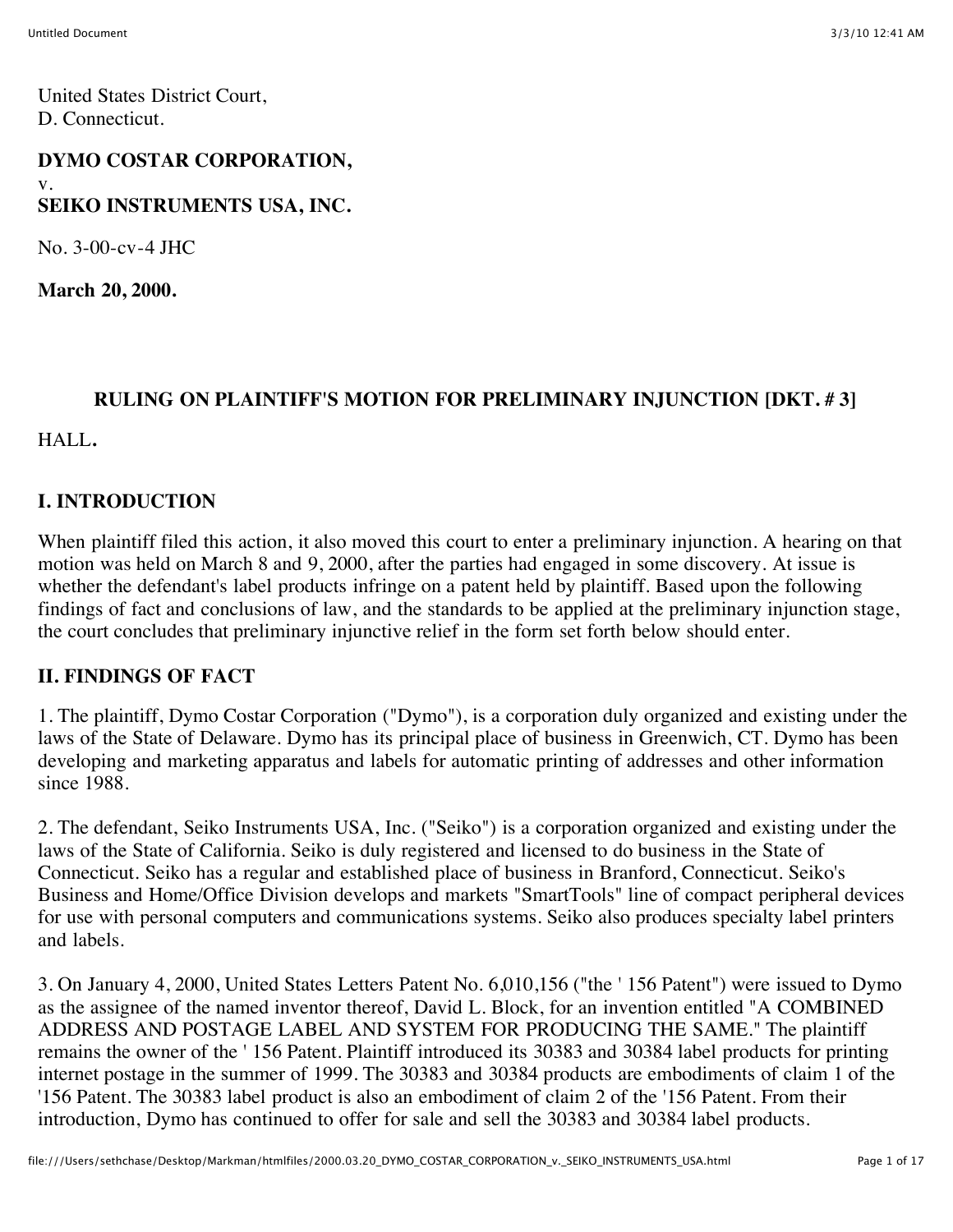United States District Court,
D. Connecticut.

**DYMO COSTAR CORPORATION,**
v.
**SEIKO INSTRUMENTS USA, INC.**

No. 3-00-cv-4 JHC

**March 20, 2000.**

### RULING ON PLAINTIFF'S MOTION FOR PRELIMINARY INJUNCTION [DKT. # 3]

HALL**.**

## I. INTRODUCTION

When plaintiff filed this action, it also moved this court to enter a preliminary injunction. A hearing on that motion was held on March 8 and 9, 2000, after the parties had engaged in some discovery. At issue is whether the defendant's label products infringe on a patent held by plaintiff. Based upon the following findings of fact and conclusions of law, and the standards to be applied at the preliminary injunction stage, the court concludes that preliminary injunctive relief in the form set forth below should enter.

## II. FINDINGS OF FACT

1. The plaintiff, Dymo Costar Corporation ("Dymo"), is a corporation duly organized and existing under the laws of the State of Delaware. Dymo has its principal place of business in Greenwich, CT. Dymo has been developing and marketing apparatus and labels for automatic printing of addresses and other information since 1988.

2. The defendant, Seiko Instruments USA, Inc. ("Seiko") is a corporation organized and existing under the laws of the State of California. Seiko is duly registered and licensed to do business in the State of Connecticut. Seiko has a regular and established place of business in Branford, Connecticut. Seiko's Business and Home/Office Division develops and markets "SmartTools" line of compact peripheral devices for use with personal computers and communications systems. Seiko also produces specialty label printers and labels.

3. On January 4, 2000, United States Letters Patent No. 6,010,156 ("the ' 156 Patent") were issued to Dymo as the assignee of the named inventor thereof, David L. Block, for an invention entitled "A COMBINED ADDRESS AND POSTAGE LABEL AND SYSTEM FOR PRODUCING THE SAME." The plaintiff remains the owner of the ' 156 Patent. Plaintiff introduced its 30383 and 30384 label products for printing internet postage in the summer of 1999. The 30383 and 30384 products are embodiments of claim 1 of the '156 Patent. The 30383 label product is also an embodiment of claim 2 of the '156 Patent. From their introduction, Dymo has continued to offer for sale and sell the 30383 and 30384 label products.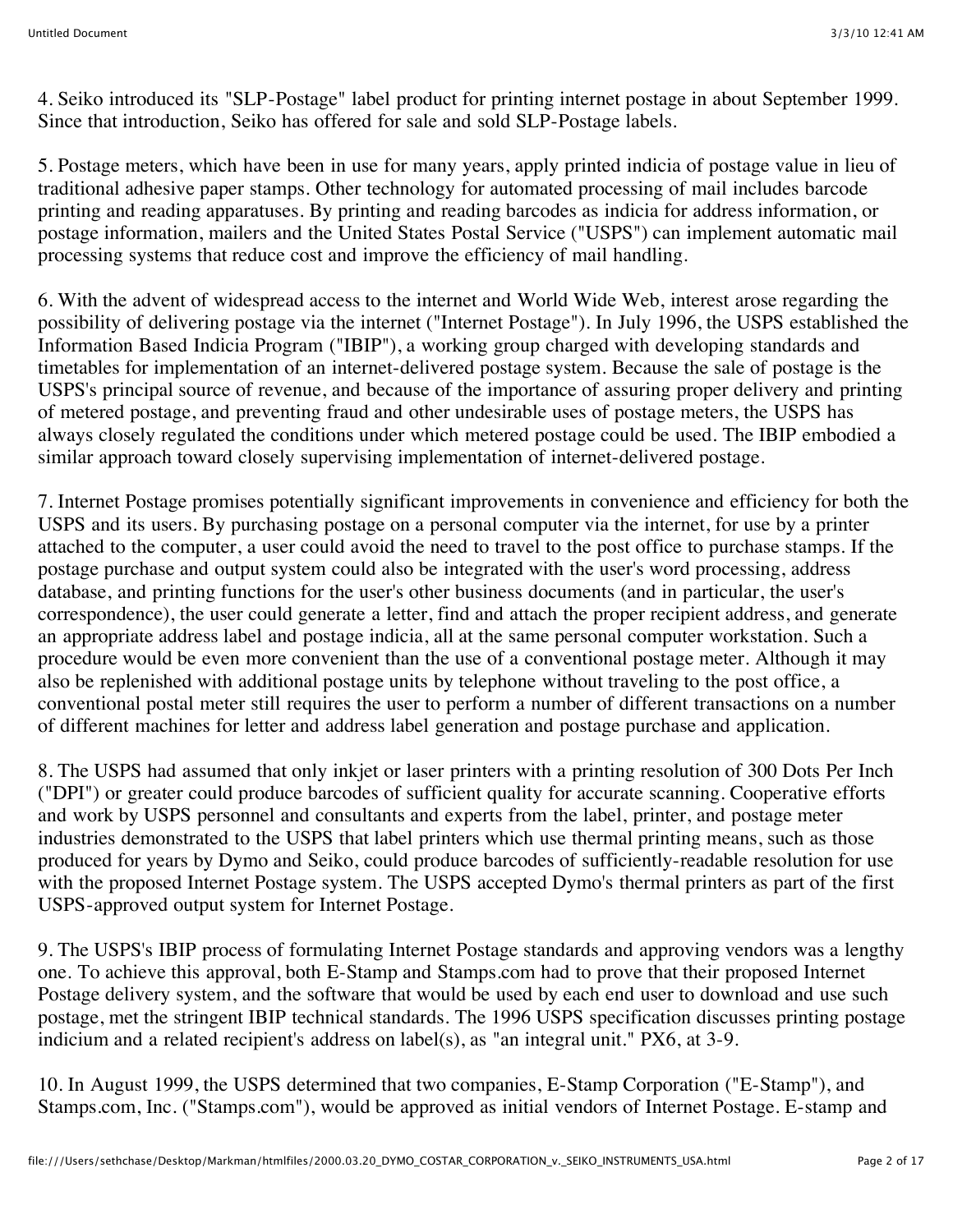4. Seiko introduced its "SLP-Postage" label product for printing internet postage in about September 1999. Since that introduction, Seiko has offered for sale and sold SLP-Postage labels.

5. Postage meters, which have been in use for many years, apply printed indicia of postage value in lieu of traditional adhesive paper stamps. Other technology for automated processing of mail includes barcode printing and reading apparatuses. By printing and reading barcodes as indicia for address information, or postage information, mailers and the United States Postal Service ("USPS") can implement automatic mail processing systems that reduce cost and improve the efficiency of mail handling.

6. With the advent of widespread access to the internet and World Wide Web, interest arose regarding the possibility of delivering postage via the internet ("Internet Postage"). In July 1996, the USPS established the Information Based Indicia Program ("IBIP"), a working group charged with developing standards and timetables for implementation of an internet-delivered postage system. Because the sale of postage is the USPS's principal source of revenue, and because of the importance of assuring proper delivery and printing of metered postage, and preventing fraud and other undesirable uses of postage meters, the USPS has always closely regulated the conditions under which metered postage could be used. The IBIP embodied a similar approach toward closely supervising implementation of internet-delivered postage.

7. Internet Postage promises potentially significant improvements in convenience and efficiency for both the USPS and its users. By purchasing postage on a personal computer via the internet, for use by a printer attached to the computer, a user could avoid the need to travel to the post office to purchase stamps. If the postage purchase and output system could also be integrated with the user's word processing, address database, and printing functions for the user's other business documents (and in particular, the user's correspondence), the user could generate a letter, find and attach the proper recipient address, and generate an appropriate address label and postage indicia, all at the same personal computer workstation. Such a procedure would be even more convenient than the use of a conventional postage meter. Although it may also be replenished with additional postage units by telephone without traveling to the post office, a conventional postal meter still requires the user to perform a number of different transactions on a number of different machines for letter and address label generation and postage purchase and application.

8. The USPS had assumed that only inkjet or laser printers with a printing resolution of 300 Dots Per Inch ("DPI") or greater could produce barcodes of sufficient quality for accurate scanning. Cooperative efforts and work by USPS personnel and consultants and experts from the label, printer, and postage meter industries demonstrated to the USPS that label printers which use thermal printing means, such as those produced for years by Dymo and Seiko, could produce barcodes of sufficiently-readable resolution for use with the proposed Internet Postage system. The USPS accepted Dymo's thermal printers as part of the first USPS-approved output system for Internet Postage.

9. The USPS's IBIP process of formulating Internet Postage standards and approving vendors was a lengthy one. To achieve this approval, both E-Stamp and Stamps.com had to prove that their proposed Internet Postage delivery system, and the software that would be used by each end user to download and use such postage, met the stringent IBIP technical standards. The 1996 USPS specification discusses printing postage indicium and a related recipient's address on label(s), as "an integral unit." PX6, at 3-9.

10. In August 1999, the USPS determined that two companies, E-Stamp Corporation ("E-Stamp"), and Stamps.com, Inc. ("Stamps.com"), would be approved as initial vendors of Internet Postage. E-stamp and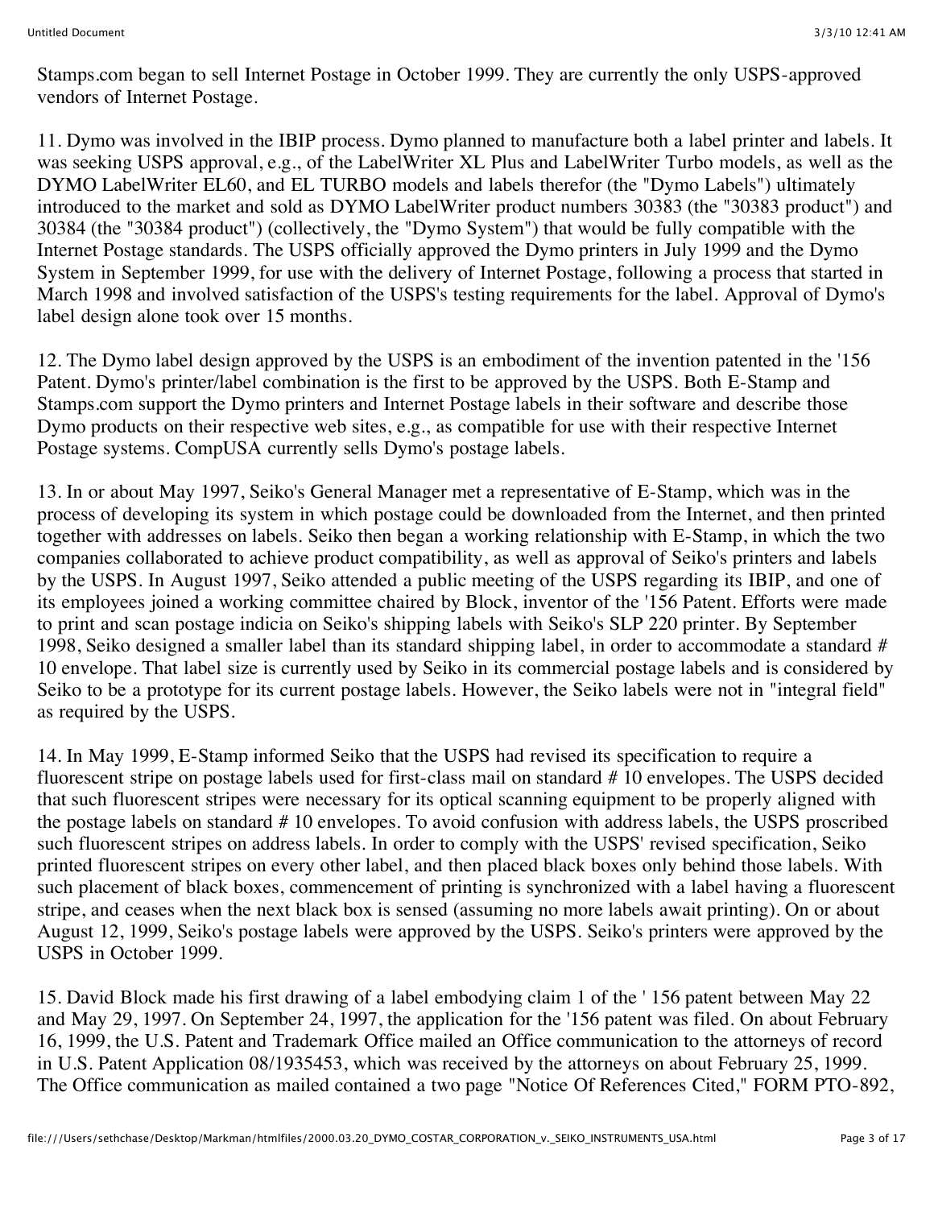Stamps.com began to sell Internet Postage in October 1999. They are currently the only USPS-approved vendors of Internet Postage.

11. Dymo was involved in the IBIP process. Dymo planned to manufacture both a label printer and labels. It was seeking USPS approval, e.g., of the LabelWriter XL Plus and LabelWriter Turbo models, as well as the DYMO LabelWriter EL60, and EL TURBO models and labels therefor (the "Dymo Labels") ultimately introduced to the market and sold as DYMO LabelWriter product numbers 30383 (the "30383 product") and 30384 (the "30384 product") (collectively, the "Dymo System") that would be fully compatible with the Internet Postage standards. The USPS officially approved the Dymo printers in July 1999 and the Dymo System in September 1999, for use with the delivery of Internet Postage, following a process that started in March 1998 and involved satisfaction of the USPS's testing requirements for the label. Approval of Dymo's label design alone took over 15 months.

12. The Dymo label design approved by the USPS is an embodiment of the invention patented in the '156 Patent. Dymo's printer/label combination is the first to be approved by the USPS. Both E-Stamp and Stamps.com support the Dymo printers and Internet Postage labels in their software and describe those Dymo products on their respective web sites, e.g., as compatible for use with their respective Internet Postage systems. CompUSA currently sells Dymo's postage labels.

13. In or about May 1997, Seiko's General Manager met a representative of E-Stamp, which was in the process of developing its system in which postage could be downloaded from the Internet, and then printed together with addresses on labels. Seiko then began a working relationship with E-Stamp, in which the two companies collaborated to achieve product compatibility, as well as approval of Seiko's printers and labels by the USPS. In August 1997, Seiko attended a public meeting of the USPS regarding its IBIP, and one of its employees joined a working committee chaired by Block, inventor of the '156 Patent. Efforts were made to print and scan postage indicia on Seiko's shipping labels with Seiko's SLP 220 printer. By September 1998, Seiko designed a smaller label than its standard shipping label, in order to accommodate a standard # 10 envelope. That label size is currently used by Seiko in its commercial postage labels and is considered by Seiko to be a prototype for its current postage labels. However, the Seiko labels were not in "integral field" as required by the USPS.

14. In May 1999, E-Stamp informed Seiko that the USPS had revised its specification to require a fluorescent stripe on postage labels used for first-class mail on standard # 10 envelopes. The USPS decided that such fluorescent stripes were necessary for its optical scanning equipment to be properly aligned with the postage labels on standard # 10 envelopes. To avoid confusion with address labels, the USPS proscribed such fluorescent stripes on address labels. In order to comply with the USPS' revised specification, Seiko printed fluorescent stripes on every other label, and then placed black boxes only behind those labels. With such placement of black boxes, commencement of printing is synchronized with a label having a fluorescent stripe, and ceases when the next black box is sensed (assuming no more labels await printing). On or about August 12, 1999, Seiko's postage labels were approved by the USPS. Seiko's printers were approved by the USPS in October 1999.

15. David Block made his first drawing of a label embodying claim 1 of the ' 156 patent between May 22 and May 29, 1997. On September 24, 1997, the application for the '156 patent was filed. On about February 16, 1999, the U.S. Patent and Trademark Office mailed an Office communication to the attorneys of record in U.S. Patent Application 08/1935453, which was received by the attorneys on about February 25, 1999. The Office communication as mailed contained a two page "Notice Of References Cited," FORM PTO-892,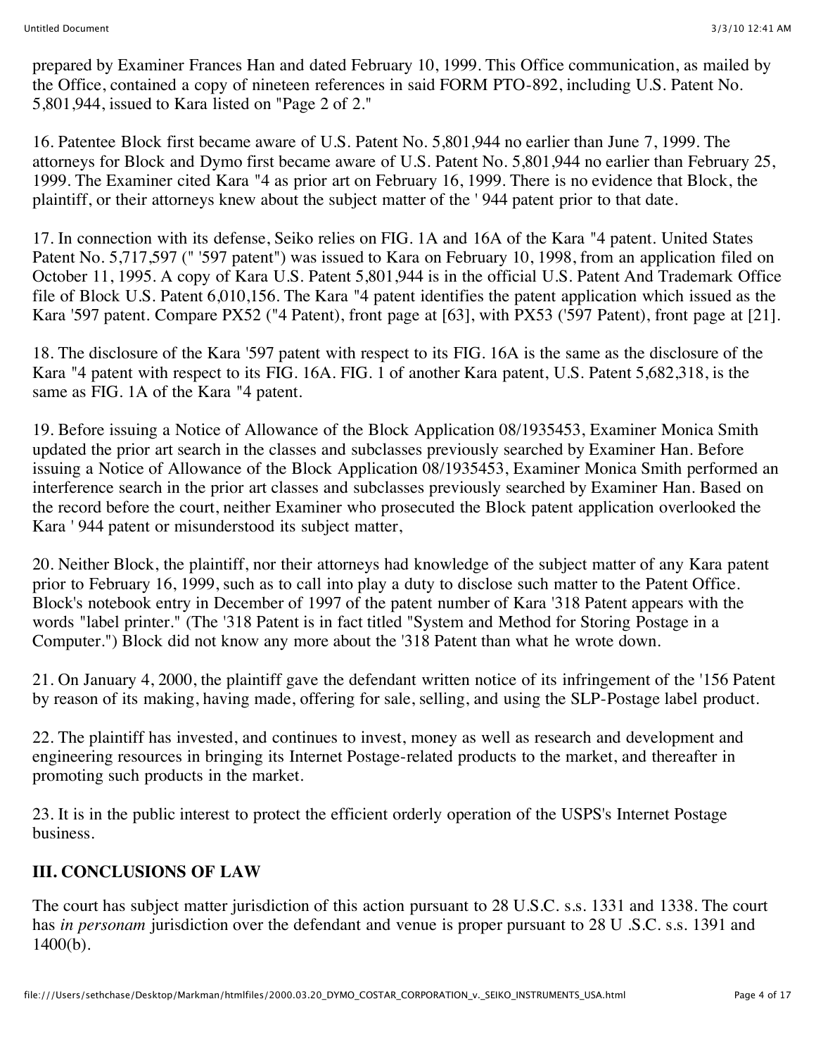prepared by Examiner Frances Han and dated February 10, 1999. This Office communication, as mailed by the Office, contained a copy of nineteen references in said FORM PTO-892, including U.S. Patent No. 5,801,944, issued to Kara listed on "Page 2 of 2."

16. Patentee Block first became aware of U.S. Patent No. 5,801,944 no earlier than June 7, 1999. The attorneys for Block and Dymo first became aware of U.S. Patent No. 5,801,944 no earlier than February 25, 1999. The Examiner cited Kara "4 as prior art on February 16, 1999. There is no evidence that Block, the plaintiff, or their attorneys knew about the subject matter of the ' 944 patent prior to that date.

17. In connection with its defense, Seiko relies on FIG. 1A and 16A of the Kara "4 patent. United States Patent No. 5,717,597 (" '597 patent") was issued to Kara on February 10, 1998, from an application filed on October 11, 1995. A copy of Kara U.S. Patent 5,801,944 is in the official U.S. Patent And Trademark Office file of Block U.S. Patent 6,010,156. The Kara "4 patent identifies the patent application which issued as the Kara '597 patent. Compare PX52 ("4 Patent), front page at [63], with PX53 ('597 Patent), front page at [21].

18. The disclosure of the Kara '597 patent with respect to its FIG. 16A is the same as the disclosure of the Kara "4 patent with respect to its FIG. 16A. FIG. 1 of another Kara patent, U.S. Patent 5,682,318, is the same as FIG. 1A of the Kara "4 patent.

19. Before issuing a Notice of Allowance of the Block Application 08/1935453, Examiner Monica Smith updated the prior art search in the classes and subclasses previously searched by Examiner Han. Before issuing a Notice of Allowance of the Block Application 08/1935453, Examiner Monica Smith performed an interference search in the prior art classes and subclasses previously searched by Examiner Han. Based on the record before the court, neither Examiner who prosecuted the Block patent application overlooked the Kara ' 944 patent or misunderstood its subject matter,

20. Neither Block, the plaintiff, nor their attorneys had knowledge of the subject matter of any Kara patent prior to February 16, 1999, such as to call into play a duty to disclose such matter to the Patent Office. Block's notebook entry in December of 1997 of the patent number of Kara '318 Patent appears with the words "label printer." (The '318 Patent is in fact titled "System and Method for Storing Postage in a Computer.") Block did not know any more about the '318 Patent than what he wrote down.

21. On January 4, 2000, the plaintiff gave the defendant written notice of its infringement of the '156 Patent by reason of its making, having made, offering for sale, selling, and using the SLP-Postage label product.

22. The plaintiff has invested, and continues to invest, money as well as research and development and engineering resources in bringing its Internet Postage-related products to the market, and thereafter in promoting such products in the market.

23. It is in the public interest to protect the efficient orderly operation of the USPS's Internet Postage business.

## III. CONCLUSIONS OF LAW

The court has subject matter jurisdiction of this action pursuant to 28 U.S.C. s.s. 1331 and 1338. The court has *in personam* jurisdiction over the defendant and venue is proper pursuant to 28 U .S.C. s.s. 1391 and 1400(b).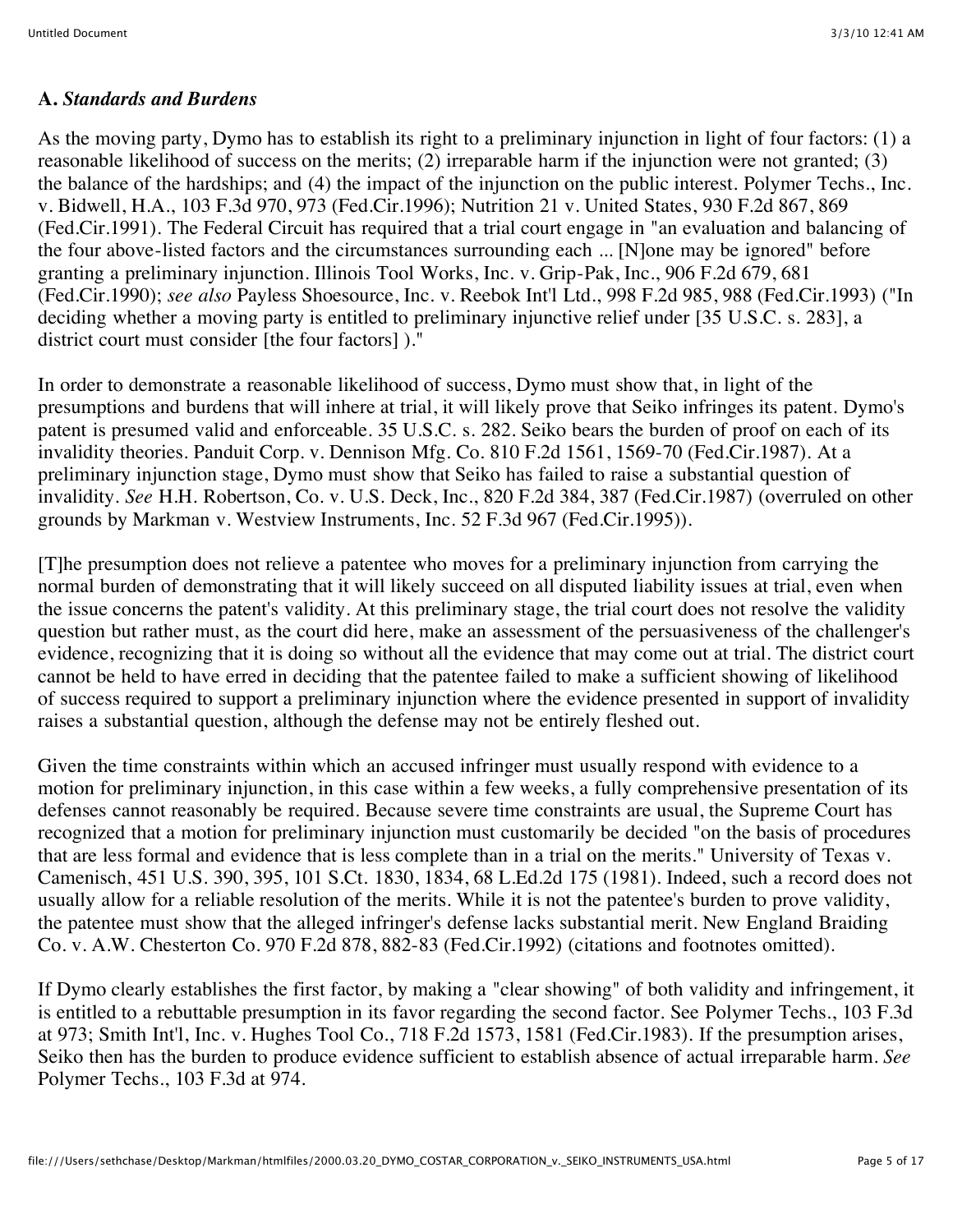**A.** ***Standards and Burdens***

As the moving party, Dymo has to establish its right to a preliminary injunction in light of four factors: (1) a reasonable likelihood of success on the merits; (2) irreparable harm if the injunction were not granted; (3) the balance of the hardships; and (4) the impact of the injunction on the public interest. Polymer Techs., Inc. v. Bidwell, H.A., 103 F.3d 970, 973 (Fed.Cir.1996); Nutrition 21 v. United States, 930 F.2d 867, 869 (Fed.Cir.1991). The Federal Circuit has required that a trial court engage in "an evaluation and balancing of the four above-listed factors and the circumstances surrounding each ... [N]one may be ignored" before granting a preliminary injunction. Illinois Tool Works, Inc. v. Grip-Pak, Inc., 906 F.2d 679, 681 (Fed.Cir.1990); *see also* Payless Shoesource, Inc. v. Reebok Int'l Ltd., 998 F.2d 985, 988 (Fed.Cir.1993) ("In deciding whether a moving party is entitled to preliminary injunctive relief under [35 U.S.C. s. 283], a district court must consider [the four factors] )."

In order to demonstrate a reasonable likelihood of success, Dymo must show that, in light of the presumptions and burdens that will inhere at trial, it will likely prove that Seiko infringes its patent. Dymo's patent is presumed valid and enforceable. 35 U.S.C. s. 282. Seiko bears the burden of proof on each of its invalidity theories. Panduit Corp. v. Dennison Mfg. Co. 810 F.2d 1561, 1569-70 (Fed.Cir.1987). At a preliminary injunction stage, Dymo must show that Seiko has failed to raise a substantial question of invalidity. *See* H.H. Robertson, Co. v. U.S. Deck, Inc., 820 F.2d 384, 387 (Fed.Cir.1987) (overruled on other grounds by Markman v. Westview Instruments, Inc. 52 F.3d 967 (Fed.Cir.1995)).

[T]he presumption does not relieve a patentee who moves for a preliminary injunction from carrying the normal burden of demonstrating that it will likely succeed on all disputed liability issues at trial, even when the issue concerns the patent's validity. At this preliminary stage, the trial court does not resolve the validity question but rather must, as the court did here, make an assessment of the persuasiveness of the challenger's evidence, recognizing that it is doing so without all the evidence that may come out at trial. The district court cannot be held to have erred in deciding that the patentee failed to make a sufficient showing of likelihood of success required to support a preliminary injunction where the evidence presented in support of invalidity raises a substantial question, although the defense may not be entirely fleshed out.

Given the time constraints within which an accused infringer must usually respond with evidence to a motion for preliminary injunction, in this case within a few weeks, a fully comprehensive presentation of its defenses cannot reasonably be required. Because severe time constraints are usual, the Supreme Court has recognized that a motion for preliminary injunction must customarily be decided "on the basis of procedures that are less formal and evidence that is less complete than in a trial on the merits." University of Texas v. Camenisch, 451 U.S. 390, 395, 101 S.Ct. 1830, 1834, 68 L.Ed.2d 175 (1981). Indeed, such a record does not usually allow for a reliable resolution of the merits. While it is not the patentee's burden to prove validity, the patentee must show that the alleged infringer's defense lacks substantial merit. New England Braiding Co. v. A.W. Chesterton Co. 970 F.2d 878, 882-83 (Fed.Cir.1992) (citations and footnotes omitted).

If Dymo clearly establishes the first factor, by making a "clear showing" of both validity and infringement, it is entitled to a rebuttable presumption in its favor regarding the second factor. See Polymer Techs., 103 F.3d at 973; Smith Int'l, Inc. v. Hughes Tool Co., 718 F.2d 1573, 1581 (Fed.Cir.1983). If the presumption arises, Seiko then has the burden to produce evidence sufficient to establish absence of actual irreparable harm. *See* Polymer Techs., 103 F.3d at 974.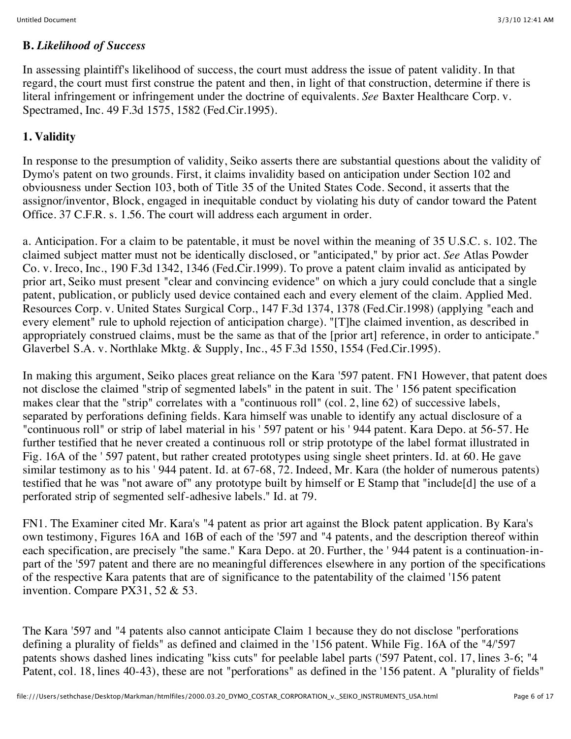**B.** ***Likelihood of Success***

In assessing plaintiff's likelihood of success, the court must address the issue of patent validity. In that regard, the court must first construe the patent and then, in light of that construction, determine if there is literal infringement or infringement under the doctrine of equivalents. *See* Baxter Healthcare Corp. v. Spectramed, Inc. 49 F.3d 1575, 1582 (Fed.Cir.1995).

**1. Validity**

In response to the presumption of validity, Seiko asserts there are substantial questions about the validity of Dymo's patent on two grounds. First, it claims invalidity based on anticipation under Section 102 and obviousness under Section 103, both of Title 35 of the United States Code. Second, it asserts that the assignor/inventor, Block, engaged in inequitable conduct by violating his duty of candor toward the Patent Office. 37 C.F.R. s. 1.56. The court will address each argument in order.

a. Anticipation. For a claim to be patentable, it must be novel within the meaning of 35 U.S.C. s. 102. The claimed subject matter must not be identically disclosed, or "anticipated," by prior act. *See* Atlas Powder Co. v. Ireco, Inc., 190 F.3d 1342, 1346 (Fed.Cir.1999). To prove a patent claim invalid as anticipated by prior art, Seiko must present "clear and convincing evidence" on which a jury could conclude that a single patent, publication, or publicly used device contained each and every element of the claim. Applied Med. Resources Corp. v. United States Surgical Corp., 147 F.3d 1374, 1378 (Fed.Cir.1998) (applying "each and every element" rule to uphold rejection of anticipation charge). "[T]he claimed invention, as described in appropriately construed claims, must be the same as that of the [prior art] reference, in order to anticipate." Glaverbel S.A. v. Northlake Mktg. & Supply, Inc., 45 F.3d 1550, 1554 (Fed.Cir.1995).

In making this argument, Seiko places great reliance on the Kara '597 patent. FN1 However, that patent does not disclose the claimed "strip of segmented labels" in the patent in suit. The ' 156 patent specification makes clear that the "strip" correlates with a "continuous roll" (col. 2, line 62) of successive labels, separated by perforations defining fields. Kara himself was unable to identify any actual disclosure of a "continuous roll" or strip of label material in his ' 597 patent or his ' 944 patent. Kara Depo. at 56-57. He further testified that he never created a continuous roll or strip prototype of the label format illustrated in Fig. 16A of the ' 597 patent, but rather created prototypes using single sheet printers. Id. at 60. He gave similar testimony as to his ' 944 patent. Id. at 67-68, 72. Indeed, Mr. Kara (the holder of numerous patents) testified that he was "not aware of" any prototype built by himself or E Stamp that "include[d] the use of a perforated strip of segmented self-adhesive labels." Id. at 79.

FN1. The Examiner cited Mr. Kara's "4 patent as prior art against the Block patent application. By Kara's own testimony, Figures 16A and 16B of each of the '597 and "4 patents, and the description thereof within each specification, are precisely "the same." Kara Depo. at 20. Further, the ' 944 patent is a continuation-in-part of the '597 patent and there are no meaningful differences elsewhere in any portion of the specifications of the respective Kara patents that are of significance to the patentability of the claimed '156 patent invention. Compare PX31, 52 & 53.

The Kara '597 and "4 patents also cannot anticipate Claim 1 because they do not disclose "perforations defining a plurality of fields" as defined and claimed in the '156 patent. While Fig. 16A of the "4/'597 patents shows dashed lines indicating "kiss cuts" for peelable label parts ('597 Patent, col. 17, lines 3-6; "4 Patent, col. 18, lines 40-43), these are not "perforations" as defined in the '156 patent. A "plurality of fields"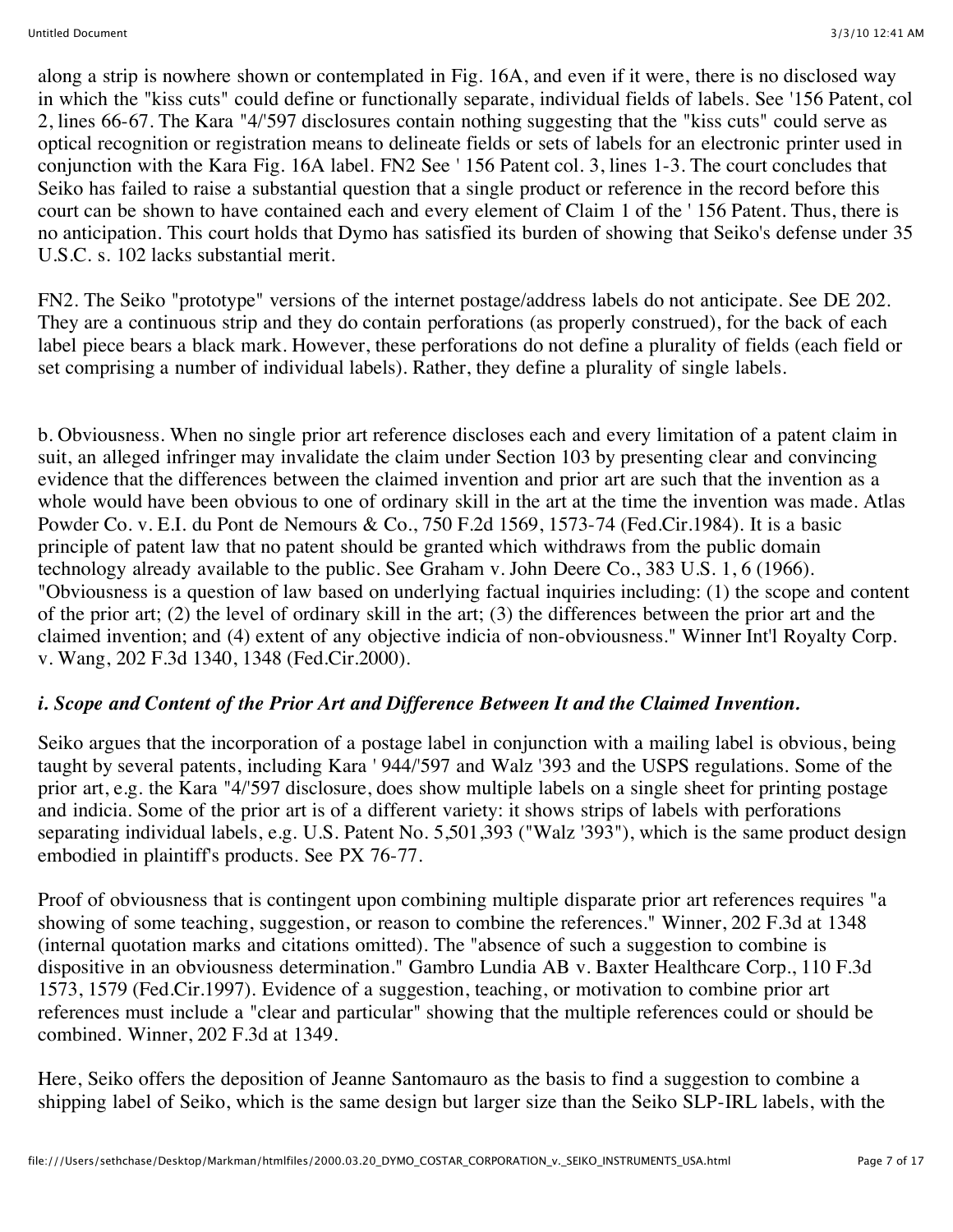along a strip is nowhere shown or contemplated in Fig. 16A, and even if it were, there is no disclosed way in which the "kiss cuts" could define or functionally separate, individual fields of labels. See '156 Patent, col 2, lines 66-67. The Kara "4/'597 disclosures contain nothing suggesting that the "kiss cuts" could serve as optical recognition or registration means to delineate fields or sets of labels for an electronic printer used in conjunction with the Kara Fig. 16A label. FN2 See ' 156 Patent col. 3, lines 1-3. The court concludes that Seiko has failed to raise a substantial question that a single product or reference in the record before this court can be shown to have contained each and every element of Claim 1 of the ' 156 Patent. Thus, there is no anticipation. This court holds that Dymo has satisfied its burden of showing that Seiko's defense under 35 U.S.C. s. 102 lacks substantial merit.

FN2. The Seiko "prototype" versions of the internet postage/address labels do not anticipate. See DE 202. They are a continuous strip and they do contain perforations (as properly construed), for the back of each label piece bears a black mark. However, these perforations do not define a plurality of fields (each field or set comprising a number of individual labels). Rather, they define a plurality of single labels.

b. Obviousness. When no single prior art reference discloses each and every limitation of a patent claim in suit, an alleged infringer may invalidate the claim under Section 103 by presenting clear and convincing evidence that the differences between the claimed invention and prior art are such that the invention as a whole would have been obvious to one of ordinary skill in the art at the time the invention was made. Atlas Powder Co. v. E.I. du Pont de Nemours & Co., 750 F.2d 1569, 1573-74 (Fed.Cir.1984). It is a basic principle of patent law that no patent should be granted which withdraws from the public domain technology already available to the public. See Graham v. John Deere Co., 383 U.S. 1, 6 (1966). "Obviousness is a question of law based on underlying factual inquiries including: (1) the scope and content of the prior art; (2) the level of ordinary skill in the art; (3) the differences between the prior art and the claimed invention; and (4) extent of any objective indicia of non-obviousness." Winner Int'l Royalty Corp. v. Wang, 202 F.3d 1340, 1348 (Fed.Cir.2000).

***i. Scope and Content of the Prior Art and Difference Between It and the Claimed Invention.***

Seiko argues that the incorporation of a postage label in conjunction with a mailing label is obvious, being taught by several patents, including Kara ' 944/'597 and Walz '393 and the USPS regulations. Some of the prior art, e.g. the Kara "4/'597 disclosure, does show multiple labels on a single sheet for printing postage and indicia. Some of the prior art is of a different variety: it shows strips of labels with perforations separating individual labels, e.g. U.S. Patent No. 5,501,393 ("Walz '393"), which is the same product design embodied in plaintiff's products. See PX 76-77.

Proof of obviousness that is contingent upon combining multiple disparate prior art references requires "a showing of some teaching, suggestion, or reason to combine the references." Winner, 202 F.3d at 1348 (internal quotation marks and citations omitted). The "absence of such a suggestion to combine is dispositive in an obviousness determination." Gambro Lundia AB v. Baxter Healthcare Corp., 110 F.3d 1573, 1579 (Fed.Cir.1997). Evidence of a suggestion, teaching, or motivation to combine prior art references must include a "clear and particular" showing that the multiple references could or should be combined. Winner, 202 F.3d at 1349.

Here, Seiko offers the deposition of Jeanne Santomauro as the basis to find a suggestion to combine a shipping label of Seiko, which is the same design but larger size than the Seiko SLP-IRL labels, with the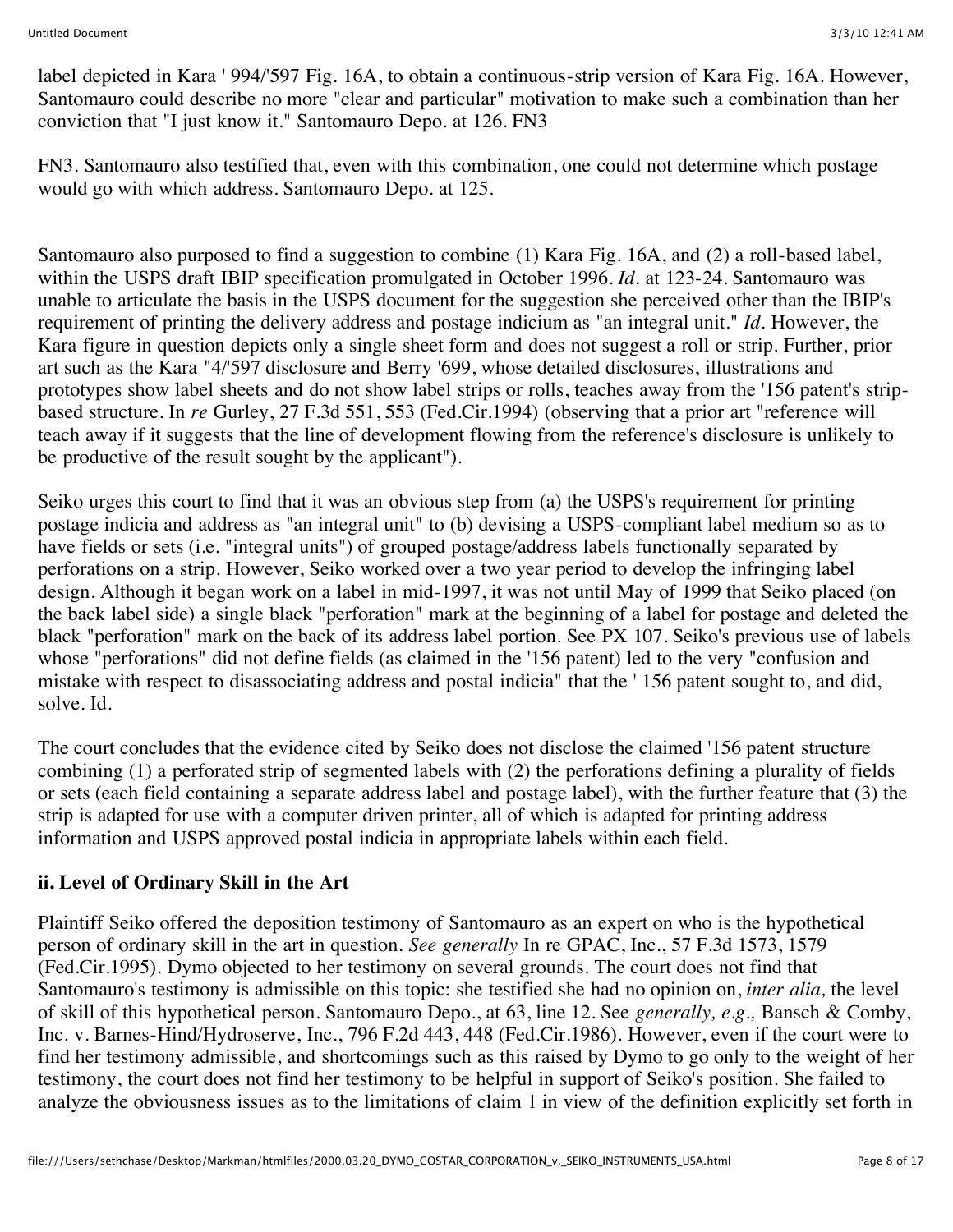label depicted in Kara ' 994/'597 Fig. 16A, to obtain a continuous-strip version of Kara Fig. 16A. However, Santomauro could describe no more "clear and particular" motivation to make such a combination than her conviction that "I just know it." Santomauro Depo. at 126. FN3

FN3. Santomauro also testified that, even with this combination, one could not determine which postage would go with which address. Santomauro Depo. at 125.

Santomauro also purposed to find a suggestion to combine (1) Kara Fig. 16A, and (2) a roll-based label, within the USPS draft IBIP specification promulgated in October 1996. *Id.* at 123-24. Santomauro was unable to articulate the basis in the USPS document for the suggestion she perceived other than the IBIP's requirement of printing the delivery address and postage indicium as "an integral unit." *Id.* However, the Kara figure in question depicts only a single sheet form and does not suggest a roll or strip. Further, prior art such as the Kara "4/'597 disclosure and Berry '699, whose detailed disclosures, illustrations and prototypes show label sheets and do not show label strips or rolls, teaches away from the '156 patent's strip-based structure. In *re* Gurley, 27 F.3d 551, 553 (Fed.Cir.1994) (observing that a prior art "reference will teach away if it suggests that the line of development flowing from the reference's disclosure is unlikely to be productive of the result sought by the applicant").

Seiko urges this court to find that it was an obvious step from (a) the USPS's requirement for printing postage indicia and address as "an integral unit" to (b) devising a USPS-compliant label medium so as to have fields or sets (i.e. "integral units") of grouped postage/address labels functionally separated by perforations on a strip. However, Seiko worked over a two year period to develop the infringing label design. Although it began work on a label in mid-1997, it was not until May of 1999 that Seiko placed (on the back label side) a single black "perforation" mark at the beginning of a label for postage and deleted the black "perforation" mark on the back of its address label portion. See PX 107. Seiko's previous use of labels whose "perforations" did not define fields (as claimed in the '156 patent) led to the very "confusion and mistake with respect to disassociating address and postal indicia" that the ' 156 patent sought to, and did, solve. Id.

The court concludes that the evidence cited by Seiko does not disclose the claimed '156 patent structure combining (1) a perforated strip of segmented labels with (2) the perforations defining a plurality of fields or sets (each field containing a separate address label and postage label), with the further feature that (3) the strip is adapted for use with a computer driven printer, all of which is adapted for printing address information and USPS approved postal indicia in appropriate labels within each field.

**ii. Level of Ordinary Skill in the Art**

Plaintiff Seiko offered the deposition testimony of Santomauro as an expert on who is the hypothetical person of ordinary skill in the art in question. *See generally* In re GPAC, Inc., 57 F.3d 1573, 1579 (Fed.Cir.1995). Dymo objected to her testimony on several grounds. The court does not find that Santomauro's testimony is admissible on this topic: she testified she had no opinion on, *inter alia,* the level of skill of this hypothetical person. Santomauro Depo., at 63, line 12. See *generally, e.g.,* Bansch & Comby, Inc. v. Barnes-Hind/Hydroserve, Inc., 796 F.2d 443, 448 (Fed.Cir.1986). However, even if the court were to find her testimony admissible, and shortcomings such as this raised by Dymo to go only to the weight of her testimony, the court does not find her testimony to be helpful in support of Seiko's position. She failed to analyze the obviousness issues as to the limitations of claim 1 in view of the definition explicitly set forth in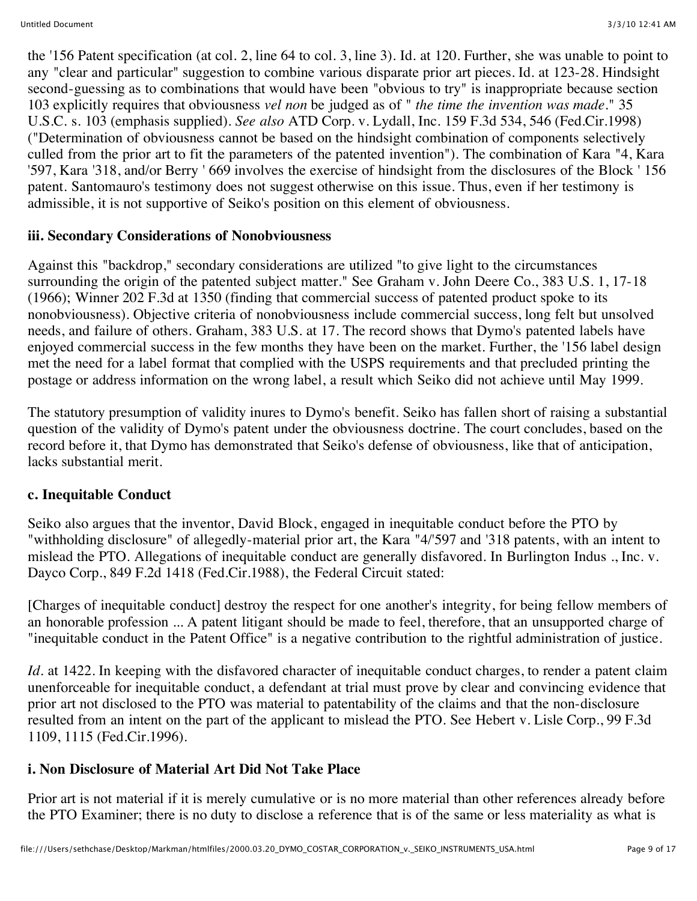the '156 Patent specification (at col. 2, line 64 to col. 3, line 3). Id. at 120. Further, she was unable to point to any "clear and particular" suggestion to combine various disparate prior art pieces. Id. at 123-28. Hindsight second-guessing as to combinations that would have been "obvious to try" is inappropriate because section 103 explicitly requires that obviousness *vel non* be judged as of " *the time the invention was made*." 35 U.S.C. s. 103 (emphasis supplied). *See also* ATD Corp. v. Lydall, Inc. 159 F.3d 534, 546 (Fed.Cir.1998) ("Determination of obviousness cannot be based on the hindsight combination of components selectively culled from the prior art to fit the parameters of the patented invention"). The combination of Kara "4, Kara '597, Kara '318, and/or Berry ' 669 involves the exercise of hindsight from the disclosures of the Block ' 156 patent. Santomauro's testimony does not suggest otherwise on this issue. Thus, even if her testimony is admissible, it is not supportive of Seiko's position on this element of obviousness.

### iii. Secondary Considerations of Nonobviousness

Against this "backdrop," secondary considerations are utilized "to give light to the circumstances surrounding the origin of the patented subject matter." See Graham v. John Deere Co., 383 U.S. 1, 17-18 (1966); Winner 202 F.3d at 1350 (finding that commercial success of patented product spoke to its nonobviousness). Objective criteria of nonobviousness include commercial success, long felt but unsolved needs, and failure of others. Graham, 383 U.S. at 17. The record shows that Dymo's patented labels have enjoyed commercial success in the few months they have been on the market. Further, the '156 label design met the need for a label format that complied with the USPS requirements and that precluded printing the postage or address information on the wrong label, a result which Seiko did not achieve until May 1999.

The statutory presumption of validity inures to Dymo's benefit. Seiko has fallen short of raising a substantial question of the validity of Dymo's patent under the obviousness doctrine. The court concludes, based on the record before it, that Dymo has demonstrated that Seiko's defense of obviousness, like that of anticipation, lacks substantial merit.

### c. Inequitable Conduct

Seiko also argues that the inventor, David Block, engaged in inequitable conduct before the PTO by "withholding disclosure" of allegedly-material prior art, the Kara "4/'597 and '318 patents, with an intent to mislead the PTO. Allegations of inequitable conduct are generally disfavored. In Burlington Indus ., Inc. v. Dayco Corp., 849 F.2d 1418 (Fed.Cir.1988), the Federal Circuit stated:

[Charges of inequitable conduct] destroy the respect for one another's integrity, for being fellow members of an honorable profession ... A patent litigant should be made to feel, therefore, that an unsupported charge of "inequitable conduct in the Patent Office" is a negative contribution to the rightful administration of justice.

*Id*. at 1422. In keeping with the disfavored character of inequitable conduct charges, to render a patent claim unenforceable for inequitable conduct, a defendant at trial must prove by clear and convincing evidence that prior art not disclosed to the PTO was material to patentability of the claims and that the non-disclosure resulted from an intent on the part of the applicant to mislead the PTO. See Hebert v. Lisle Corp., 99 F.3d 1109, 1115 (Fed.Cir.1996).

### i. Non Disclosure of Material Art Did Not Take Place

Prior art is not material if it is merely cumulative or is no more material than other references already before the PTO Examiner; there is no duty to disclose a reference that is of the same or less materiality as what is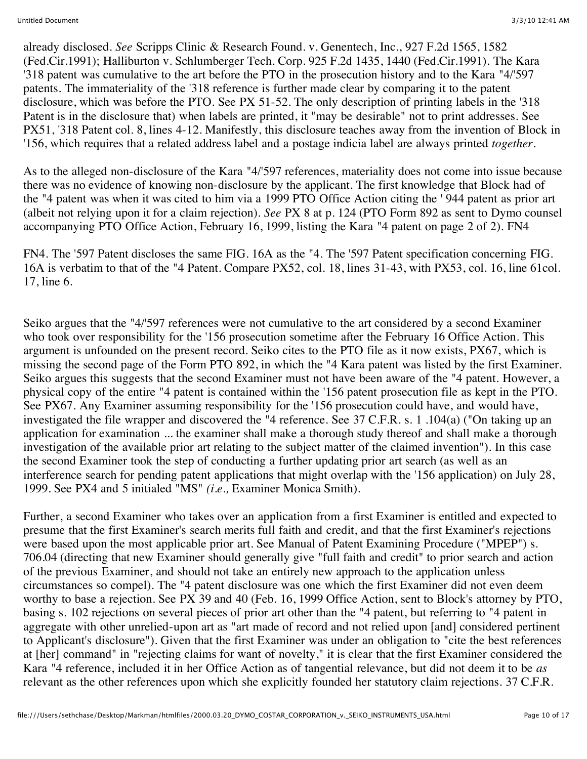already disclosed. *See* Scripps Clinic & Research Found. v. Genentech, Inc., 927 F.2d 1565, 1582 (Fed.Cir.1991); Halliburton v. Schlumberger Tech. Corp. 925 F.2d 1435, 1440 (Fed.Cir.1991). The Kara '318 patent was cumulative to the art before the PTO in the prosecution history and to the Kara "4/'597 patents. The immateriality of the '318 reference is further made clear by comparing it to the patent disclosure, which was before the PTO. See PX 51-52. The only description of printing labels in the '318 Patent is in the disclosure that) when labels are printed, it "may be desirable" not to print addresses. See PX51, '318 Patent col. 8, lines 4-12. Manifestly, this disclosure teaches away from the invention of Block in '156, which requires that a related address label and a postage indicia label are always printed *together*.

As to the alleged non-disclosure of the Kara "4/'597 references, materiality does not come into issue because there was no evidence of knowing non-disclosure by the applicant. The first knowledge that Block had of the "4 patent was when it was cited to him via a 1999 PTO Office Action citing the ' 944 patent as prior art (albeit not relying upon it for a claim rejection). *See* PX 8 at p. 124 (PTO Form 892 as sent to Dymo counsel accompanying PTO Office Action, February 16, 1999, listing the Kara "4 patent on page 2 of 2). FN4

FN4. The '597 Patent discloses the same FIG. 16A as the "4. The '597 Patent specification concerning FIG. 16A is verbatim to that of the "4 Patent. Compare PX52, col. 18, lines 31-43, with PX53, col. 16, line 61col. 17, line 6.

Seiko argues that the "4/'597 references were not cumulative to the art considered by a second Examiner who took over responsibility for the '156 prosecution sometime after the February 16 Office Action. This argument is unfounded on the present record. Seiko cites to the PTO file as it now exists, PX67, which is missing the second page of the Form PTO 892, in which the "4 Kara patent was listed by the first Examiner. Seiko argues this suggests that the second Examiner must not have been aware of the "4 patent. However, a physical copy of the entire "4 patent is contained within the '156 patent prosecution file as kept in the PTO. See PX67. Any Examiner assuming responsibility for the '156 prosecution could have, and would have, investigated the file wrapper and discovered the "4 reference. See 37 C.F.R. s. 1 .104(a) ("On taking up an application for examination ... the examiner shall make a thorough study thereof and shall make a thorough investigation of the available prior art relating to the subject matter of the claimed invention"). In this case the second Examiner took the step of conducting a further updating prior art search (as well as an interference search for pending patent applications that might overlap with the '156 application) on July 28, 1999. See PX4 and 5 initialed "MS" *(i.e.,* Examiner Monica Smith).

Further, a second Examiner who takes over an application from a first Examiner is entitled and expected to presume that the first Examiner's search merits full faith and credit, and that the first Examiner's rejections were based upon the most applicable prior art. See Manual of Patent Examining Procedure ("MPEP") s. 706.04 (directing that new Examiner should generally give "full faith and credit" to prior search and action of the previous Examiner, and should not take an entirely new approach to the application unless circumstances so compel). The "4 patent disclosure was one which the first Examiner did not even deem worthy to base a rejection. See PX 39 and 40 (Feb. 16, 1999 Office Action, sent to Block's attorney by PTO, basing s. 102 rejections on several pieces of prior art other than the "4 patent, but referring to "4 patent in aggregate with other unrelied-upon art as "art made of record and not relied upon [and] considered pertinent to Applicant's disclosure"). Given that the first Examiner was under an obligation to "cite the best references at [her] command" in "rejecting claims for want of novelty," it is clear that the first Examiner considered the Kara "4 reference, included it in her Office Action as of tangential relevance, but did not deem it to be *as* relevant as the other references upon which she explicitly founded her statutory claim rejections. 37 C.F.R.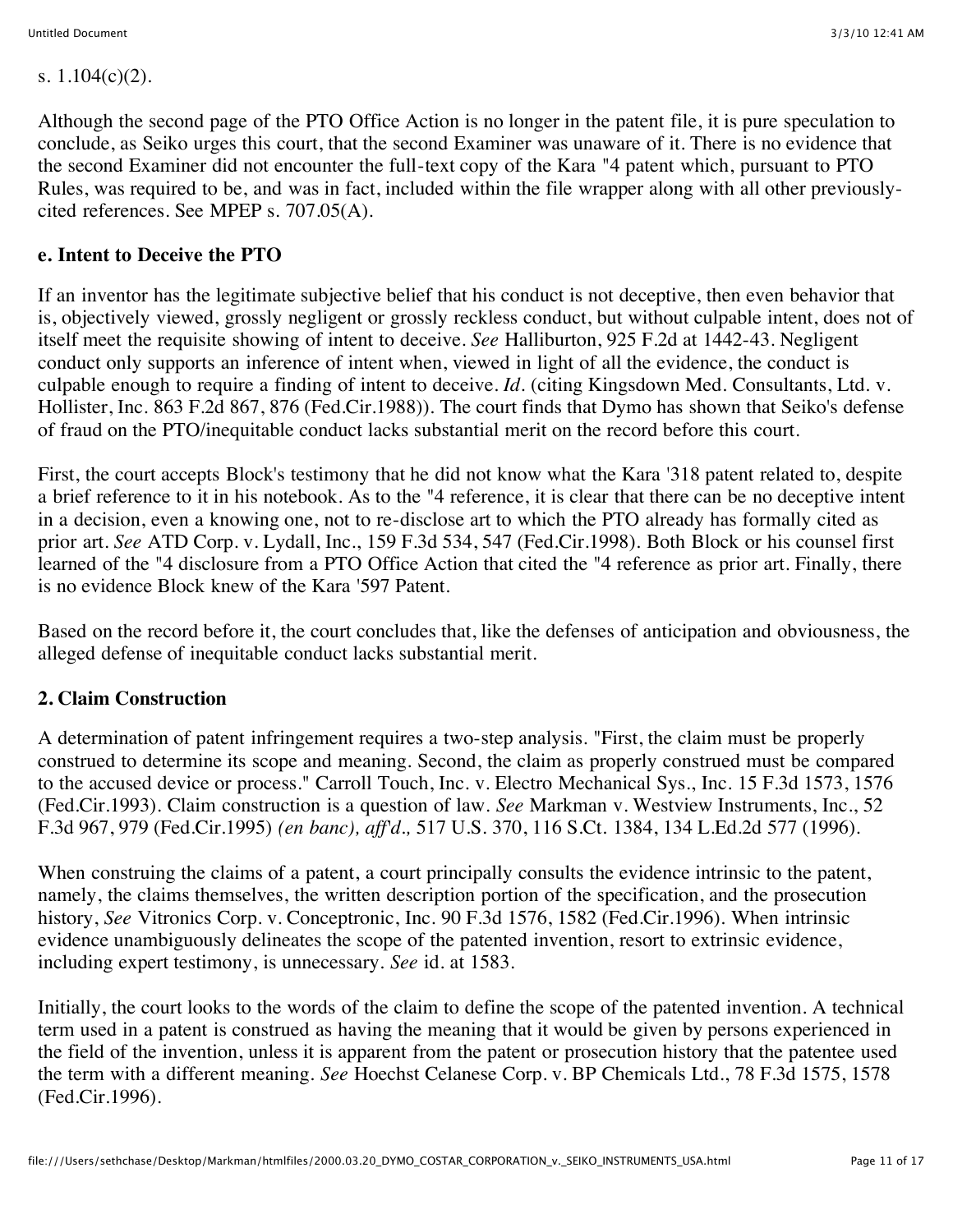s. 1.104(c)(2).

Although the second page of the PTO Office Action is no longer in the patent file, it is pure speculation to conclude, as Seiko urges this court, that the second Examiner was unaware of it. There is no evidence that the second Examiner did not encounter the full-text copy of the Kara "4 patent which, pursuant to PTO Rules, was required to be, and was in fact, included within the file wrapper along with all other previously-cited references. See MPEP s. 707.05(A).

**e. Intent to Deceive the PTO**

If an inventor has the legitimate subjective belief that his conduct is not deceptive, then even behavior that is, objectively viewed, grossly negligent or grossly reckless conduct, but without culpable intent, does not of itself meet the requisite showing of intent to deceive. *See* Halliburton, 925 F.2d at 1442-43. Negligent conduct only supports an inference of intent when, viewed in light of all the evidence, the conduct is culpable enough to require a finding of intent to deceive. *Id*. (citing Kingsdown Med. Consultants, Ltd. v. Hollister, Inc. 863 F.2d 867, 876 (Fed.Cir.1988)). The court finds that Dymo has shown that Seiko's defense of fraud on the PTO/inequitable conduct lacks substantial merit on the record before this court.

First, the court accepts Block's testimony that he did not know what the Kara '318 patent related to, despite a brief reference to it in his notebook. As to the "4 reference, it is clear that there can be no deceptive intent in a decision, even a knowing one, not to re-disclose art to which the PTO already has formally cited as prior art. *See* ATD Corp. v. Lydall, Inc., 159 F.3d 534, 547 (Fed.Cir.1998). Both Block or his counsel first learned of the "4 disclosure from a PTO Office Action that cited the "4 reference as prior art. Finally, there is no evidence Block knew of the Kara '597 Patent.

Based on the record before it, the court concludes that, like the defenses of anticipation and obviousness, the alleged defense of inequitable conduct lacks substantial merit.

**2. Claim Construction**

A determination of patent infringement requires a two-step analysis. "First, the claim must be properly construed to determine its scope and meaning. Second, the claim as properly construed must be compared to the accused device or process." Carroll Touch, Inc. v. Electro Mechanical Sys., Inc. 15 F.3d 1573, 1576 (Fed.Cir.1993). Claim construction is a question of law. *See* Markman v. Westview Instruments, Inc., 52 F.3d 967, 979 (Fed.Cir.1995) *(en banc), aff'd.,* 517 U.S. 370, 116 S.Ct. 1384, 134 L.Ed.2d 577 (1996).

When construing the claims of a patent, a court principally consults the evidence intrinsic to the patent, namely, the claims themselves, the written description portion of the specification, and the prosecution history, *See* Vitronics Corp. v. Conceptronic, Inc. 90 F.3d 1576, 1582 (Fed.Cir.1996). When intrinsic evidence unambiguously delineates the scope of the patented invention, resort to extrinsic evidence, including expert testimony, is unnecessary. *See* id. at 1583.

Initially, the court looks to the words of the claim to define the scope of the patented invention. A technical term used in a patent is construed as having the meaning that it would be given by persons experienced in the field of the invention, unless it is apparent from the patent or prosecution history that the patentee used the term with a different meaning. *See* Hoechst Celanese Corp. v. BP Chemicals Ltd., 78 F.3d 1575, 1578 (Fed.Cir.1996).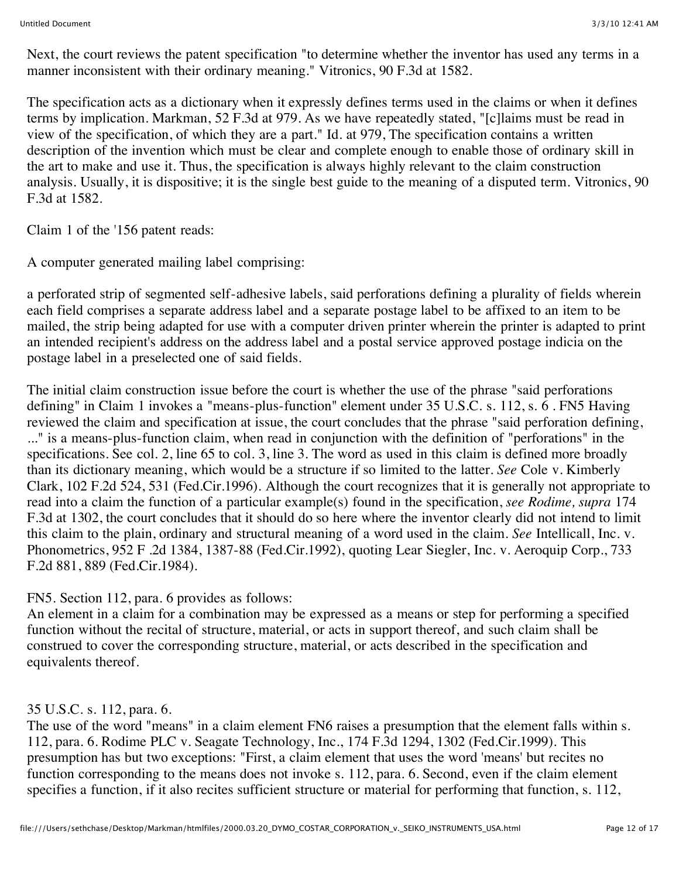Next, the court reviews the patent specification "to determine whether the inventor has used any terms in a manner inconsistent with their ordinary meaning." Vitronics, 90 F.3d at 1582.

The specification acts as a dictionary when it expressly defines terms used in the claims or when it defines terms by implication. Markman, 52 F.3d at 979. As we have repeatedly stated, "[c]laims must be read in view of the specification, of which they are a part." Id. at 979, The specification contains a written description of the invention which must be clear and complete enough to enable those of ordinary skill in the art to make and use it. Thus, the specification is always highly relevant to the claim construction analysis. Usually, it is dispositive; it is the single best guide to the meaning of a disputed term. Vitronics, 90 F.3d at 1582.

Claim 1 of the '156 patent reads:

A computer generated mailing label comprising:

a perforated strip of segmented self-adhesive labels, said perforations defining a plurality of fields wherein each field comprises a separate address label and a separate postage label to be affixed to an item to be mailed, the strip being adapted for use with a computer driven printer wherein the printer is adapted to print an intended recipient's address on the address label and a postal service approved postage indicia on the postage label in a preselected one of said fields.

The initial claim construction issue before the court is whether the use of the phrase "said perforations defining" in Claim 1 invokes a "means-plus-function" element under 35 U.S.C. s. 112, s. 6 . FN5 Having reviewed the claim and specification at issue, the court concludes that the phrase "said perforation defining, ..." is a means-plus-function claim, when read in conjunction with the definition of "perforations" in the specifications. See col. 2, line 65 to col. 3, line 3. The word as used in this claim is defined more broadly than its dictionary meaning, which would be a structure if so limited to the latter. *See* Cole v. Kimberly Clark, 102 F.2d 524, 531 (Fed.Cir.1996). Although the court recognizes that it is generally not appropriate to read into a claim the function of a particular example(s) found in the specification, *see Rodime, supra* 174 F.3d at 1302, the court concludes that it should do so here where the inventor clearly did not intend to limit this claim to the plain, ordinary and structural meaning of a word used in the claim. *See* Intellicall, Inc. v. Phonometrics, 952 F .2d 1384, 1387-88 (Fed.Cir.1992), quoting Lear Siegler, Inc. v. Aeroquip Corp., 733 F.2d 881, 889 (Fed.Cir.1984).

FN5. Section 112, para. 6 provides as follows:
An element in a claim for a combination may be expressed as a means or step for performing a specified function without the recital of structure, material, or acts in support thereof, and such claim shall be construed to cover the corresponding structure, material, or acts described in the specification and equivalents thereof.

35 U.S.C. s. 112, para. 6.
The use of the word "means" in a claim element FN6 raises a presumption that the element falls within s. 112, para. 6. Rodime PLC v. Seagate Technology, Inc., 174 F.3d 1294, 1302 (Fed.Cir.1999). This presumption has but two exceptions: "First, a claim element that uses the word 'means' but recites no function corresponding to the means does not invoke s. 112, para. 6. Second, even if the claim element specifies a function, if it also recites sufficient structure or material for performing that function, s. 112,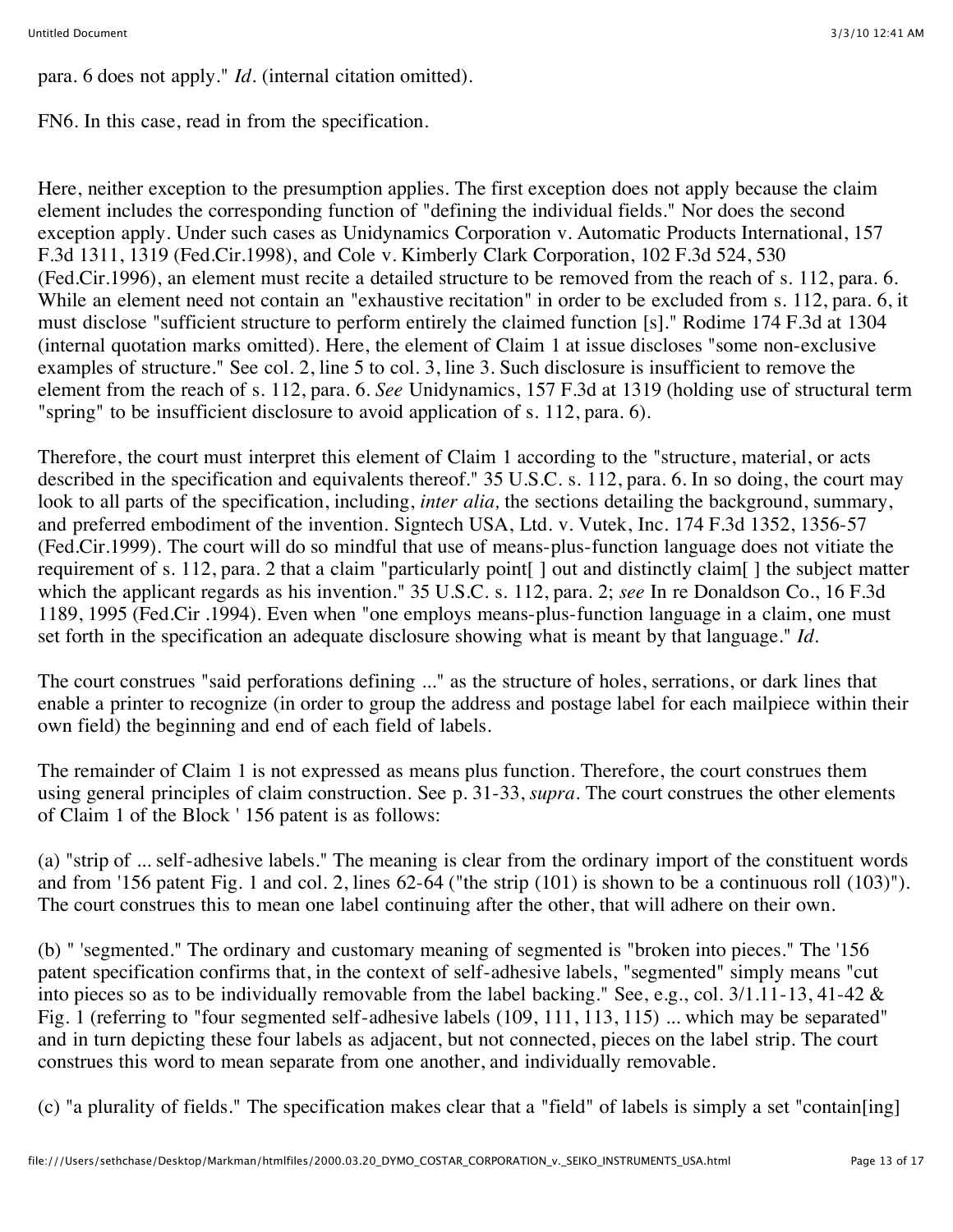para. 6 does not apply." *Id.* (internal citation omitted).

FN6. In this case, read in from the specification.

Here, neither exception to the presumption applies. The first exception does not apply because the claim element includes the corresponding function of "defining the individual fields." Nor does the second exception apply. Under such cases as Unidynamics Corporation v. Automatic Products International, 157 F.3d 1311, 1319 (Fed.Cir.1998), and Cole v. Kimberly Clark Corporation, 102 F.3d 524, 530 (Fed.Cir.1996), an element must recite a detailed structure to be removed from the reach of s. 112, para. 6. While an element need not contain an "exhaustive recitation" in order to be excluded from s. 112, para. 6, it must disclose "sufficient structure to perform entirely the claimed function [s]." Rodime 174 F.3d at 1304 (internal quotation marks omitted). Here, the element of Claim 1 at issue discloses "some non-exclusive examples of structure." See col. 2, line 5 to col. 3, line 3. Such disclosure is insufficient to remove the element from the reach of s. 112, para. 6. *See* Unidynamics, 157 F.3d at 1319 (holding use of structural term "spring" to be insufficient disclosure to avoid application of s. 112, para. 6).

Therefore, the court must interpret this element of Claim 1 according to the "structure, material, or acts described in the specification and equivalents thereof." 35 U.S.C. s. 112, para. 6. In so doing, the court may look to all parts of the specification, including, *inter alia,* the sections detailing the background, summary, and preferred embodiment of the invention. Signtech USA, Ltd. v. Vutek, Inc. 174 F.3d 1352, 1356-57 (Fed.Cir.1999). The court will do so mindful that use of means-plus-function language does not vitiate the requirement of s. 112, para. 2 that a claim "particularly point[ ] out and distinctly claim[ ] the subject matter which the applicant regards as his invention." 35 U.S.C. s. 112, para. 2; *see* In re Donaldson Co., 16 F.3d 1189, 1995 (Fed.Cir .1994). Even when "one employs means-plus-function language in a claim, one must set forth in the specification an adequate disclosure showing what is meant by that language." *Id.*

The court construes "said perforations defining ..." as the structure of holes, serrations, or dark lines that enable a printer to recognize (in order to group the address and postage label for each mailpiece within their own field) the beginning and end of each field of labels.

The remainder of Claim 1 is not expressed as means plus function. Therefore, the court construes them using general principles of claim construction. See p. 31-33, *supra*. The court construes the other elements of Claim 1 of the Block ' 156 patent is as follows:

(a) "strip of ... self-adhesive labels." The meaning is clear from the ordinary import of the constituent words and from '156 patent Fig. 1 and col. 2, lines 62-64 ("the strip (101) is shown to be a continuous roll (103)"). The court construes this to mean one label continuing after the other, that will adhere on their own.

(b) " 'segmented." The ordinary and customary meaning of segmented is "broken into pieces." The '156 patent specification confirms that, in the context of self-adhesive labels, "segmented" simply means "cut into pieces so as to be individually removable from the label backing." See, e.g., col. 3/1.11-13, 41-42 & Fig. 1 (referring to "four segmented self-adhesive labels (109, 111, 113, 115) ... which may be separated" and in turn depicting these four labels as adjacent, but not connected, pieces on the label strip. The court construes this word to mean separate from one another, and individually removable.

(c) "a plurality of fields." The specification makes clear that a "field" of labels is simply a set "contain[ing]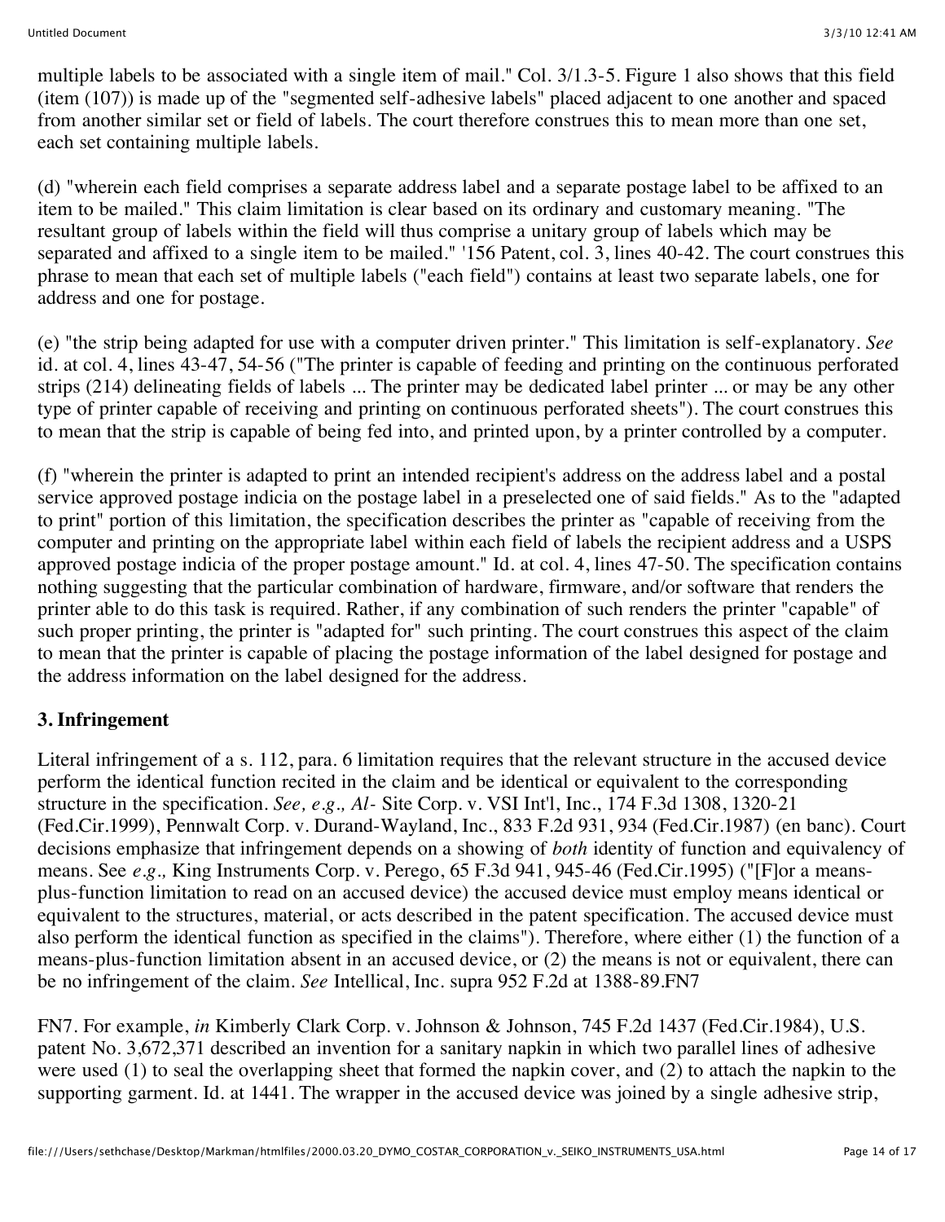multiple labels to be associated with a single item of mail." Col. 3/1.3-5. Figure 1 also shows that this field (item (107)) is made up of the "segmented self-adhesive labels" placed adjacent to one another and spaced from another similar set or field of labels. The court therefore construes this to mean more than one set, each set containing multiple labels.

(d) "wherein each field comprises a separate address label and a separate postage label to be affixed to an item to be mailed." This claim limitation is clear based on its ordinary and customary meaning. "The resultant group of labels within the field will thus comprise a unitary group of labels which may be separated and affixed to a single item to be mailed." '156 Patent, col. 3, lines 40-42. The court construes this phrase to mean that each set of multiple labels ("each field") contains at least two separate labels, one for address and one for postage.

(e) "the strip being adapted for use with a computer driven printer." This limitation is self-explanatory. *See* id. at col. 4, lines 43-47, 54-56 ("The printer is capable of feeding and printing on the continuous perforated strips (214) delineating fields of labels ... The printer may be dedicated label printer ... or may be any other type of printer capable of receiving and printing on continuous perforated sheets"). The court construes this to mean that the strip is capable of being fed into, and printed upon, by a printer controlled by a computer.

(f) "wherein the printer is adapted to print an intended recipient's address on the address label and a postal service approved postage indicia on the postage label in a preselected one of said fields." As to the "adapted to print" portion of this limitation, the specification describes the printer as "capable of receiving from the computer and printing on the appropriate label within each field of labels the recipient address and a USPS approved postage indicia of the proper postage amount." Id. at col. 4, lines 47-50. The specification contains nothing suggesting that the particular combination of hardware, firmware, and/or software that renders the printer able to do this task is required. Rather, if any combination of such renders the printer "capable" of such proper printing, the printer is "adapted for" such printing. The court construes this aspect of the claim to mean that the printer is capable of placing the postage information of the label designed for postage and the address information on the label designed for the address.

### 3. Infringement

Literal infringement of a s. 112, para. 6 limitation requires that the relevant structure in the accused device perform the identical function recited in the claim and be identical or equivalent to the corresponding structure in the specification. *See, e.g., Al-* Site Corp. v. VSI Int'l, Inc., 174 F.3d 1308, 1320-21 (Fed.Cir.1999), Pennwalt Corp. v. Durand-Wayland, Inc., 833 F.2d 931, 934 (Fed.Cir.1987) (en banc). Court decisions emphasize that infringement depends on a showing of *both* identity of function and equivalency of means. See *e.g.,* King Instruments Corp. v. Perego, 65 F.3d 941, 945-46 (Fed.Cir.1995) ("[F]or a means-plus-function limitation to read on an accused device) the accused device must employ means identical or equivalent to the structures, material, or acts described in the patent specification. The accused device must also perform the identical function as specified in the claims"). Therefore, where either (1) the function of a means-plus-function limitation absent in an accused device, or (2) the means is not or equivalent, there can be no infringement of the claim. *See* Intellical, Inc. supra 952 F.2d at 1388-89.FN7

FN7. For example, *in* Kimberly Clark Corp. v. Johnson & Johnson, 745 F.2d 1437 (Fed.Cir.1984), U.S. patent No. 3,672,371 described an invention for a sanitary napkin in which two parallel lines of adhesive were used (1) to seal the overlapping sheet that formed the napkin cover, and (2) to attach the napkin to the supporting garment. Id. at 1441. The wrapper in the accused device was joined by a single adhesive strip,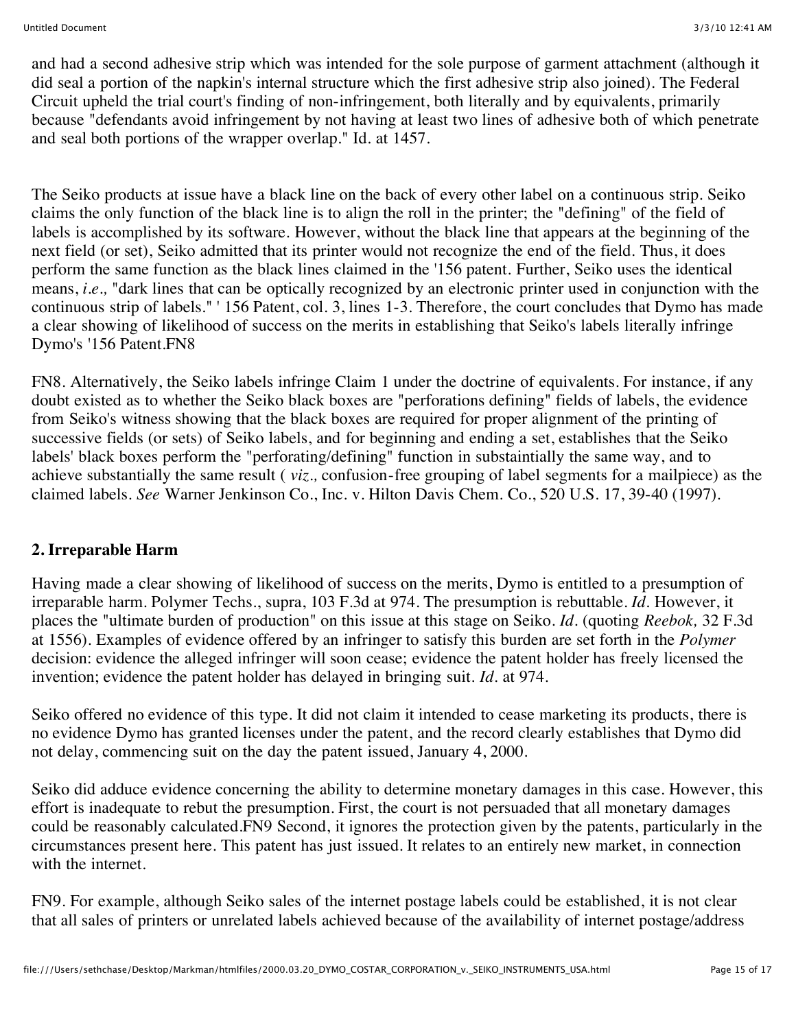and had a second adhesive strip which was intended for the sole purpose of garment attachment (although it did seal a portion of the napkin's internal structure which the first adhesive strip also joined). The Federal Circuit upheld the trial court's finding of non-infringement, both literally and by equivalents, primarily because "defendants avoid infringement by not having at least two lines of adhesive both of which penetrate and seal both portions of the wrapper overlap." Id. at 1457.

The Seiko products at issue have a black line on the back of every other label on a continuous strip. Seiko claims the only function of the black line is to align the roll in the printer; the "defining" of the field of labels is accomplished by its software. However, without the black line that appears at the beginning of the next field (or set), Seiko admitted that its printer would not recognize the end of the field. Thus, it does perform the same function as the black lines claimed in the '156 patent. Further, Seiko uses the identical means, *i.e.,* "dark lines that can be optically recognized by an electronic printer used in conjunction with the continuous strip of labels." ' 156 Patent, col. 3, lines 1-3. Therefore, the court concludes that Dymo has made a clear showing of likelihood of success on the merits in establishing that Seiko's labels literally infringe Dymo's '156 Patent.FN8

FN8. Alternatively, the Seiko labels infringe Claim 1 under the doctrine of equivalents. For instance, if any doubt existed as to whether the Seiko black boxes are "perforations defining" fields of labels, the evidence from Seiko's witness showing that the black boxes are required for proper alignment of the printing of successive fields (or sets) of Seiko labels, and for beginning and ending a set, establishes that the Seiko labels' black boxes perform the "perforating/defining" function in substaintially the same way, and to achieve substantially the same result ( *viz.,* confusion-free grouping of label segments for a mailpiece) as the claimed labels. *See* Warner Jenkinson Co., Inc. v. Hilton Davis Chem. Co., 520 U.S. 17, 39-40 (1997).

## 2. Irreparable Harm

Having made a clear showing of likelihood of success on the merits, Dymo is entitled to a presumption of irreparable harm. Polymer Techs., supra, 103 F.3d at 974. The presumption is rebuttable. *Id.* However, it places the "ultimate burden of production" on this issue at this stage on Seiko. *Id.* (quoting *Reebok,* 32 F.3d at 1556). Examples of evidence offered by an infringer to satisfy this burden are set forth in the *Polymer* decision: evidence the alleged infringer will soon cease; evidence the patent holder has freely licensed the invention; evidence the patent holder has delayed in bringing suit. *Id.* at 974.

Seiko offered no evidence of this type. It did not claim it intended to cease marketing its products, there is no evidence Dymo has granted licenses under the patent, and the record clearly establishes that Dymo did not delay, commencing suit on the day the patent issued, January 4, 2000.

Seiko did adduce evidence concerning the ability to determine monetary damages in this case. However, this effort is inadequate to rebut the presumption. First, the court is not persuaded that all monetary damages could be reasonably calculated.FN9 Second, it ignores the protection given by the patents, particularly in the circumstances present here. This patent has just issued. It relates to an entirely new market, in connection with the internet.

FN9. For example, although Seiko sales of the internet postage labels could be established, it is not clear that all sales of printers or unrelated labels achieved because of the availability of internet postage/address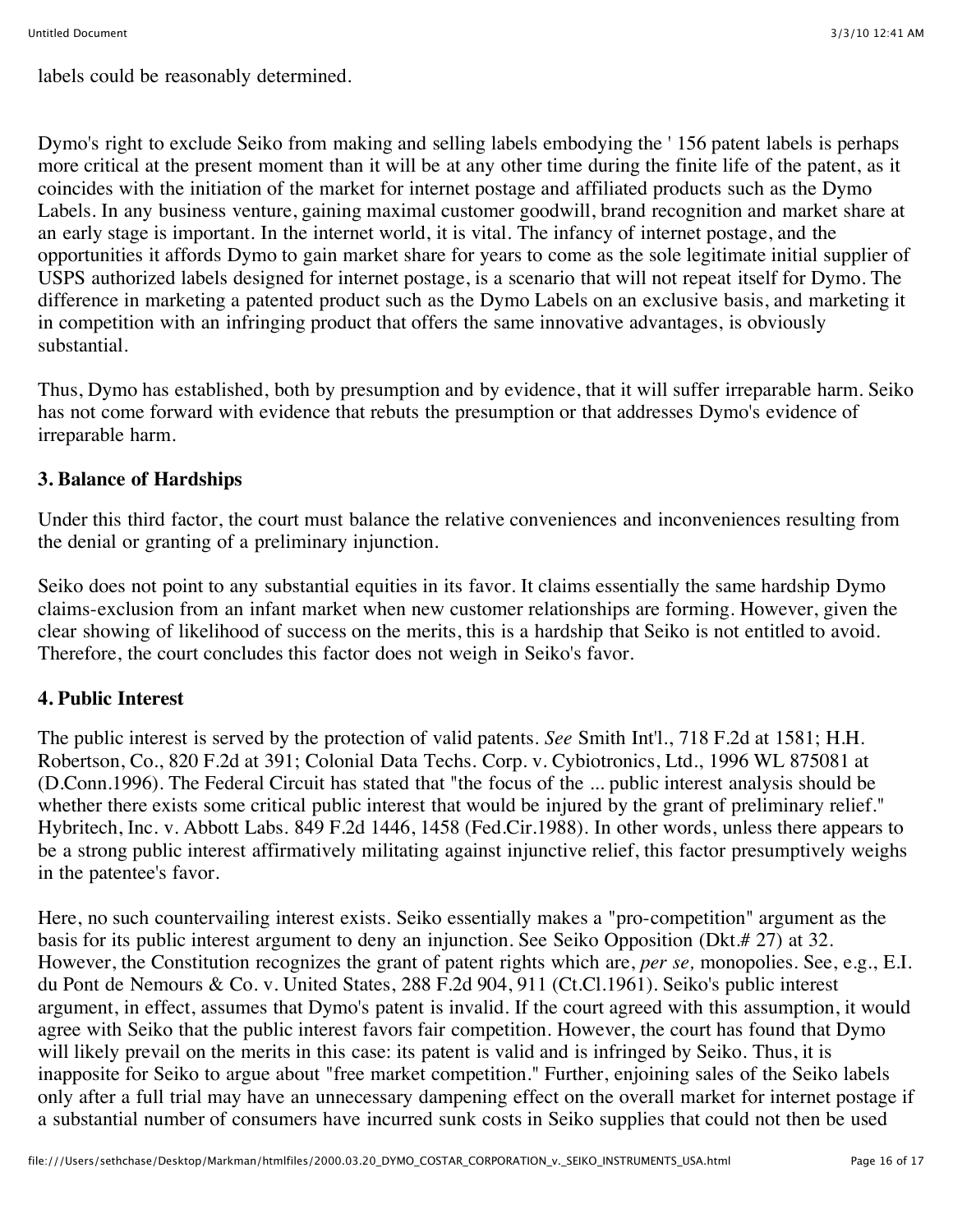labels could be reasonably determined.

Dymo's right to exclude Seiko from making and selling labels embodying the ' 156 patent labels is perhaps more critical at the present moment than it will be at any other time during the finite life of the patent, as it coincides with the initiation of the market for internet postage and affiliated products such as the Dymo Labels. In any business venture, gaining maximal customer goodwill, brand recognition and market share at an early stage is important. In the internet world, it is vital. The infancy of internet postage, and the opportunities it affords Dymo to gain market share for years to come as the sole legitimate initial supplier of USPS authorized labels designed for internet postage, is a scenario that will not repeat itself for Dymo. The difference in marketing a patented product such as the Dymo Labels on an exclusive basis, and marketing it in competition with an infringing product that offers the same innovative advantages, is obviously substantial.

Thus, Dymo has established, both by presumption and by evidence, that it will suffer irreparable harm. Seiko has not come forward with evidence that rebuts the presumption or that addresses Dymo's evidence of irreparable harm.

### 3. Balance of Hardships

Under this third factor, the court must balance the relative conveniences and inconveniences resulting from the denial or granting of a preliminary injunction.

Seiko does not point to any substantial equities in its favor. It claims essentially the same hardship Dymo claims-exclusion from an infant market when new customer relationships are forming. However, given the clear showing of likelihood of success on the merits, this is a hardship that Seiko is not entitled to avoid. Therefore, the court concludes this factor does not weigh in Seiko's favor.

### 4. Public Interest

The public interest is served by the protection of valid patents. *See* Smith Int'l., 718 F.2d at 1581; H.H. Robertson, Co., 820 F.2d at 391; Colonial Data Techs. Corp. v. Cybiotronics, Ltd., 1996 WL 875081 at (D.Conn.1996). The Federal Circuit has stated that "the focus of the ... public interest analysis should be whether there exists some critical public interest that would be injured by the grant of preliminary relief." Hybritech, Inc. v. Abbott Labs. 849 F.2d 1446, 1458 (Fed.Cir.1988). In other words, unless there appears to be a strong public interest affirmatively militating against injunctive relief, this factor presumptively weighs in the patentee's favor.

Here, no such countervailing interest exists. Seiko essentially makes a "pro-competition" argument as the basis for its public interest argument to deny an injunction. See Seiko Opposition (Dkt.# 27) at 32. However, the Constitution recognizes the grant of patent rights which are, *per se,* monopolies. See, e.g., E.I. du Pont de Nemours & Co. v. United States, 288 F.2d 904, 911 (Ct.Cl.1961). Seiko's public interest argument, in effect, assumes that Dymo's patent is invalid. If the court agreed with this assumption, it would agree with Seiko that the public interest favors fair competition. However, the court has found that Dymo will likely prevail on the merits in this case: its patent is valid and is infringed by Seiko. Thus, it is inapposite for Seiko to argue about "free market competition." Further, enjoining sales of the Seiko labels only after a full trial may have an unnecessary dampening effect on the overall market for internet postage if a substantial number of consumers have incurred sunk costs in Seiko supplies that could not then be used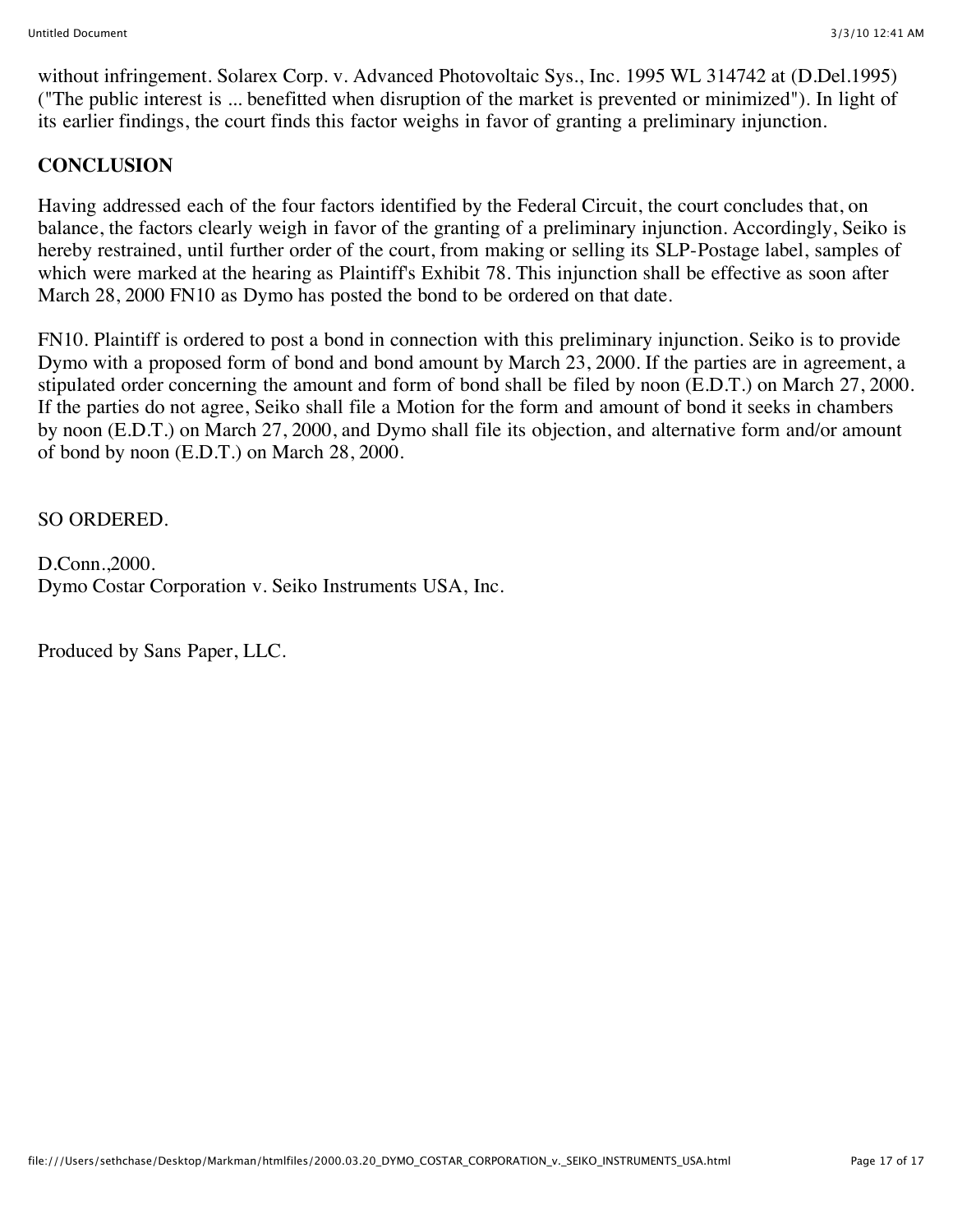without infringement. Solarex Corp. v. Advanced Photovoltaic Sys., Inc. 1995 WL 314742 at (D.Del.1995) ("The public interest is ... benefitted when disruption of the market is prevented or minimized"). In light of its earlier findings, the court finds this factor weighs in favor of granting a preliminary injunction.

**CONCLUSION**

Having addressed each of the four factors identified by the Federal Circuit, the court concludes that, on balance, the factors clearly weigh in favor of the granting of a preliminary injunction. Accordingly, Seiko is hereby restrained, until further order of the court, from making or selling its SLP-Postage label, samples of which were marked at the hearing as Plaintiff's Exhibit 78. This injunction shall be effective as soon after March 28, 2000 FN10 as Dymo has posted the bond to be ordered on that date.

FN10. Plaintiff is ordered to post a bond in connection with this preliminary injunction. Seiko is to provide Dymo with a proposed form of bond and bond amount by March 23, 2000. If the parties are in agreement, a stipulated order concerning the amount and form of bond shall be filed by noon (E.D.T.) on March 27, 2000. If the parties do not agree, Seiko shall file a Motion for the form and amount of bond it seeks in chambers by noon (E.D.T.) on March 27, 2000, and Dymo shall file its objection, and alternative form and/or amount of bond by noon (E.D.T.) on March 28, 2000.

SO ORDERED.

D.Conn.,2000.
Dymo Costar Corporation v. Seiko Instruments USA, Inc.

Produced by Sans Paper, LLC.